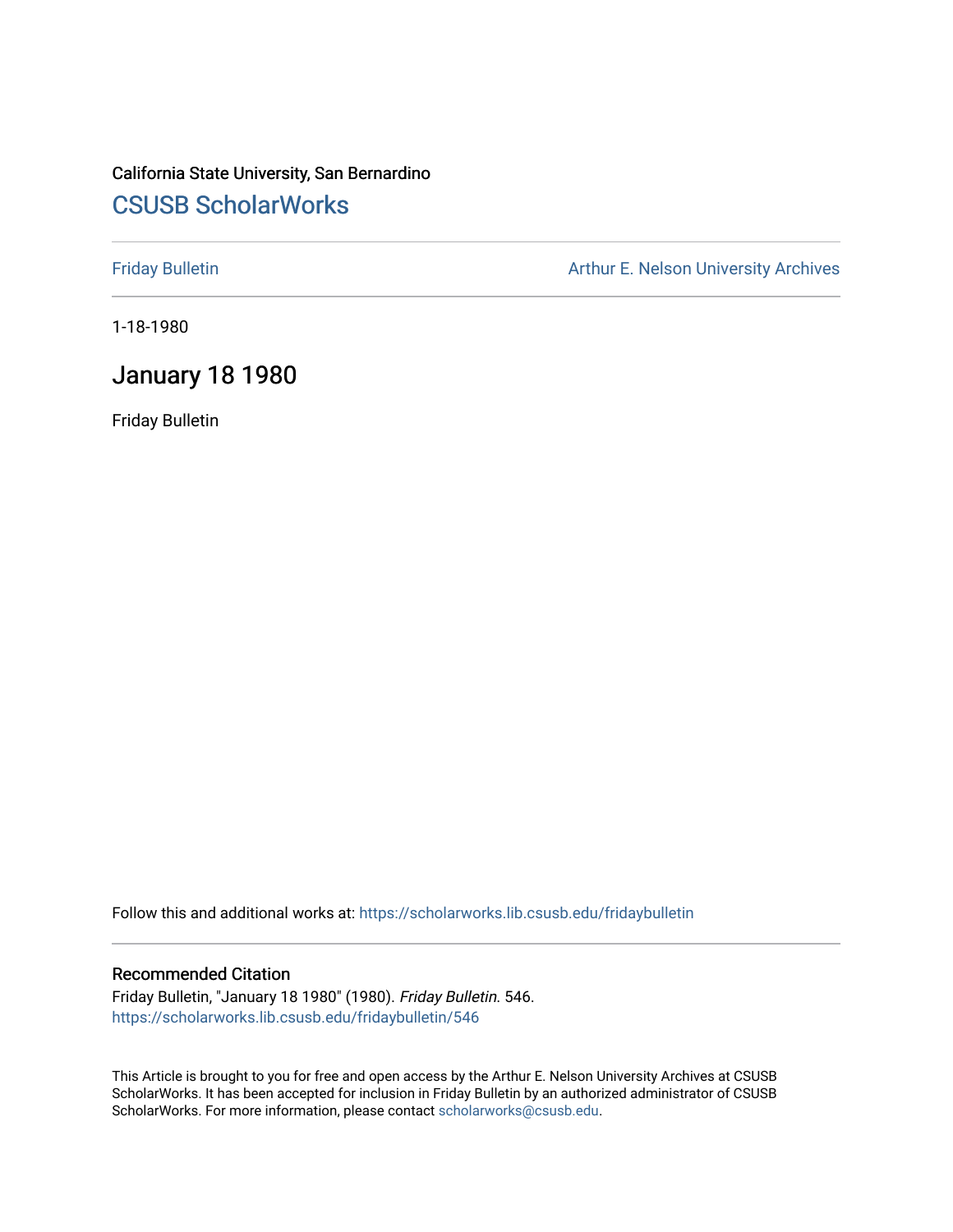California State University, San Bernardino

## CSUSB ScholarWorks

Friday Bulletin | Arthur E. Nelson University Archives

1-18-1980

# January 18 1980

Friday Bulletin

Follow this and additional works at: https://scholarworks.lib.csusb.edu/fridaybulletin

### Recommended Citation

Friday Bulletin, "January 18 1980" (1980). *Friday Bulletin*. 546.
https://scholarworks.lib.csusb.edu/fridaybulletin/546

This Article is brought to you for free and open access by the Arthur E. Nelson University Archives at CSUSB ScholarWorks. It has been accepted for inclusion in Friday Bulletin by an authorized administrator of CSUSB ScholarWorks. For more information, please contact scholarworks@csusb.edu.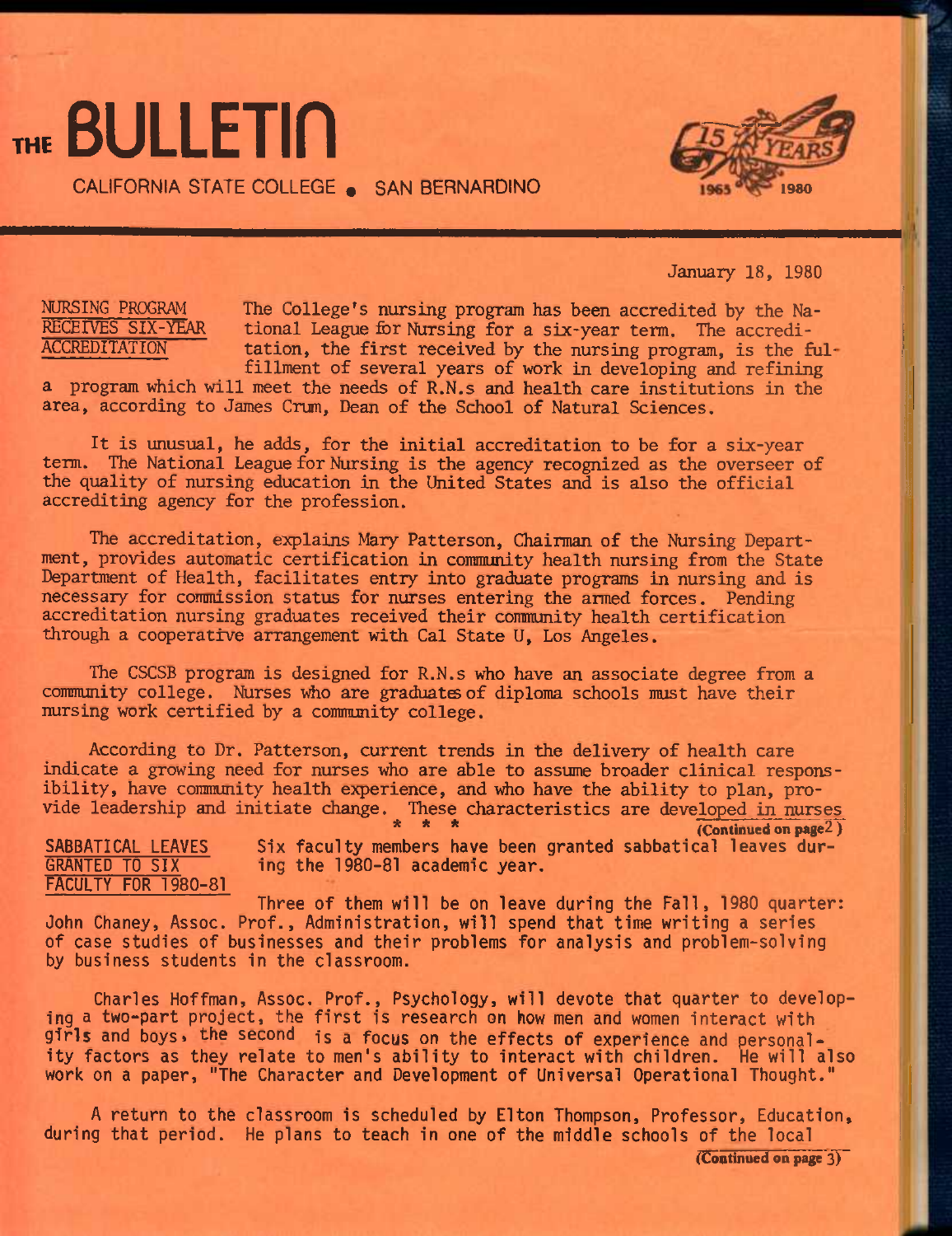# THE BULLETIN

CALIFORNIA STATE COLLEGE • SAN BERNARDINO

January 18, 1980

## NURSING PROGRAM RECEIVES SIX-YEAR ACCREDITATION

The College's nursing program has been accredited by the National League for Nursing for a six-year term. The accreditation, the first received by the nursing program, is the fulfillment of several years of work in developing and refining a program which will meet the needs of R.N.s and health care institutions in the area, according to James Crum, Dean of the School of Natural Sciences.

It is unusual, he adds, for the initial accreditation to be for a six-year term. The National League for Nursing is the agency recognized as the overseer of the quality of nursing education in the United States and is also the official accrediting agency for the profession.

The accreditation, explains Mary Patterson, Chairman of the Nursing Department, provides automatic certification in community health nursing from the State Department of Health, facilitates entry into graduate programs in nursing and is necessary for commission status for nurses entering the armed forces. Pending accreditation nursing graduates received their community health certification through a cooperative arrangement with Cal State U, Los Angeles.

The CSCSB program is designed for R.N.s who have an associate degree from a community college. Nurses who are graduates of diploma schools must have their nursing work certified by a community college.

According to Dr. Patterson, current trends in the delivery of health care indicate a growing need for nurses who are able to assume broader clinical responsibility, have community health experience, and who have the ability to plan, provide leadership and initiate change. These characteristics are developed in nurses

(Continued on page 2)

* * *

## SABBATICAL LEAVES GRANTED TO SIX FACULTY FOR 1980-81

Six faculty members have been granted sabbatical leaves during the 1980-81 academic year.

Three of them will be on leave during the Fall, 1980 quarter: John Chaney, Assoc. Prof., Administration, will spend that time writing a series of case studies of businesses and their problems for analysis and problem-solving by business students in the classroom.

Charles Hoffman, Assoc. Prof., Psychology, will devote that quarter to developing a two-part project, the first is research on how men and women interact with girls and boys, the second is a focus on the effects of experience and personality factors as they relate to men's ability to interact with children. He will also work on a paper, "The Character and Development of Universal Operational Thought."

A return to the classroom is scheduled by Elton Thompson, Professor, Education, during that period. He plans to teach in one of the middle schools of the local

(Continued on page 3)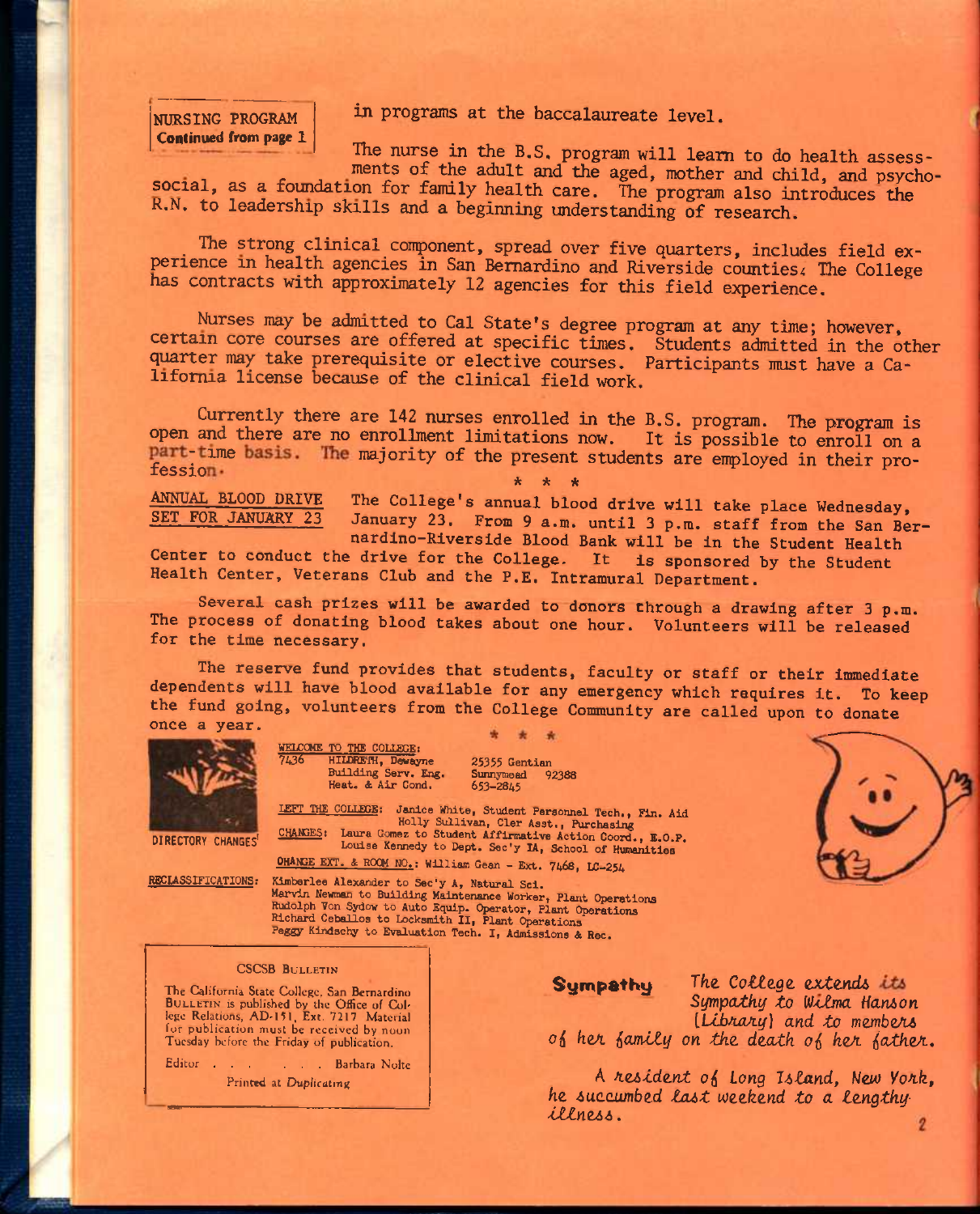**NURSING PROGRAM**
**Continued from page 1**

in programs at the baccalaureate level.

The nurse in the B.S. program will learn to do health assessments of the adult and the aged, mother and child, and psychosocial, as a foundation for family health care. The program also introduces the R.N. to leadership skills and a beginning understanding of research.

The strong clinical component, spread over five quarters, includes field experience in health agencies in San Bernardino and Riverside counties. The College has contracts with approximately 12 agencies for this field experience.

Nurses may be admitted to Cal State's degree program at any time; however, certain core courses are offered at specific times. Students admitted in the other quarter may take prerequisite or elective courses. Participants must have a California license because of the clinical field work.

Currently there are 142 nurses enrolled in the B.S. program. The program is open and there are no enrollment limitations now. It is possible to enroll on a part-time basis. The majority of the present students are employed in their profession.

\* \* \*

**ANNUAL BLOOD DRIVE SET FOR JANUARY 23**

The College's annual blood drive will take place Wednesday, January 23. From 9 a.m. until 3 p.m. staff from the San Bernardino-Riverside Blood Bank will be in the Student Health Center to conduct the drive for the College. It is sponsored by the Student Health Center, Veterans Club and the P.E. Intramural Department.

Several cash prizes will be awarded to donors through a drawing after 3 p.m. The process of donating blood takes about one hour. Volunteers will be released for the time necessary.

The reserve fund provides that students, faculty or staff or their immediate dependents will have blood available for any emergency which requires it. To keep the fund going, volunteers from the College Community are called upon to donate once a year.

\* \* \*

**DIRECTORY CHANGES**

WELCOME TO THE COLLEGE:
7436 HILDRETH, Dewayne — Building Serv. Eng. Heat. & Air Cond. — 25355 Gentian, Sunnymead 92388 — 653-2845

LEFT THE COLLEGE: Janice White, Student Personnel Tech., Fin. Aid
Holly Sullivan, Cler Asst., Purchasing

CHANGES: Laura Gomez to Student Affirmative Action Coord., E.O.P.
Louise Kennedy to Dept. Sec'y IA, School of Humanities

CHANGE EXT. & ROOM NO.: William Gean - Ext. 7468, LC-254

RECLASSIFICATIONS: Kimberlee Alexander to Sec'y A, Natural Sci.
Marvin Newman to Building Maintenance Worker, Plant Operations
Rudolph Von Sydow to Auto Equip. Operator, Plant Operations
Richard Ceballos to Locksmith II, Plant Operations
Peggy Kindschy to Evaluation Tech. I, Admissions & Rec.

**CSCSB BULLETIN**

The California State College, San Bernardino BULLETIN is published by the Office of College Relations, AD-151, Ext. 7217. Material for publication must be received by noon Tuesday before the Friday of publication.

Editor . . . . . . Barbara Nolte

Printed at Duplicating

**Sympathy**

*The College extends its Sympathy to Wilma Hanson (Library) and to members of her family on the death of her father.*

*A resident of Long Island, New York, he succumbed last weekend to a lengthy illness.*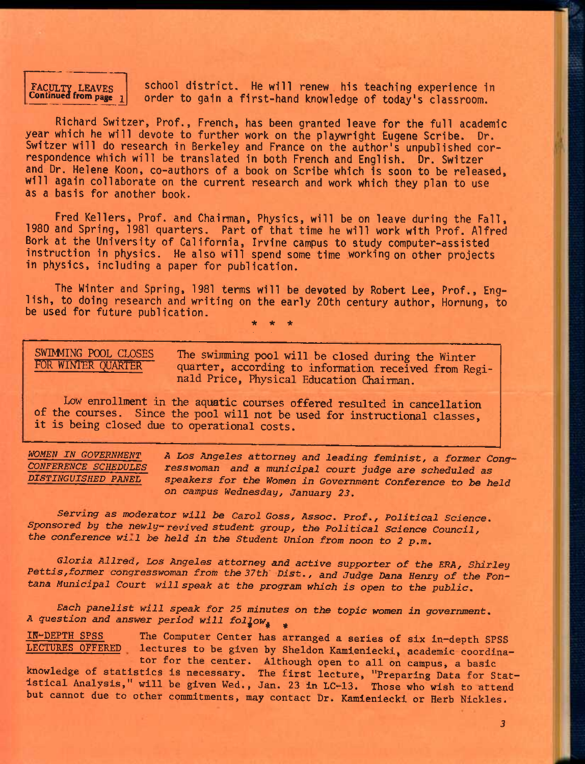**FACULTY LEAVES**
**Continued from page 1**

school district. He will renew his teaching experience in order to gain a first-hand knowledge of today's classroom.

Richard Switzer, Prof., French, has been granted leave for the full academic year which he will devote to further work on the playwright Eugene Scribe. Dr. Switzer will do research in Berkeley and France on the author's unpublished correspondence which will be translated in both French and English. Dr. Switzer and Dr. Helene Koon, co-authors of a book on Scribe which is soon to be released, will again collaborate on the current research and work which they plan to use as a basis for another book.

Fred Kellers, Prof. and Chairman, Physics, will be on leave during the Fall, 1980 and Spring, 1981 quarters. Part of that time he will work with Prof. Alfred Bork at the University of California, Irvine campus to study computer-assisted instruction in physics. He also will spend some time working on other projects in physics, including a paper for publication.

The Winter and Spring, 1981 terms will be devoted by Robert Lee, Prof., English, to doing research and writing on the early 20th century author, Hornung, to be used for future publication.

\* \* \*

**SWIMMING POOL CLOSES FOR WINTER QUARTER**

The swimming pool will be closed during the Winter quarter, according to information received from Reginald Price, Physical Education Chairman.

Low enrollment in the aquatic courses offered resulted in cancellation of the courses. Since the pool will not be used for instructional classes, it is being closed due to operational costs.

***WOMEN IN GOVERNMENT CONFERENCE SCHEDULES DISTINGUISHED PANEL***

*A Los Angeles attorney and leading feminist, a former Congresswoman and a municipal court judge are scheduled as speakers for the Women in Government Conference to be held on campus Wednesday, January 23.*

*Serving as moderator will be Carol Goss, Assoc. Prof., Political Science. Sponsored by the newly-revived student group, the Political Science Council, the conference will be held in the Student Union from noon to 2 p.m.*

*Gloria Allred, Los Angeles attorney and active supporter of the ERA, Shirley Pettis, former congresswoman from the 37th Dist., and Judge Dana Henry of the Fontana Municipal Court will speak at the program which is open to the public.*

*Each panelist will speak for 25 minutes on the topic women in government. A question and answer period will follow.*

\* \* \*

**IN-DEPTH SPSS LECTURES OFFERED**

The Computer Center has arranged a series of six in-depth SPSS lectures to be given by Sheldon Kamieniecki, academic coordinator for the center. Although open to all on campus, a basic knowledge of statistics is necessary. The first lecture, "Preparing Data for Statistical Analysis," will be given Wed., Jan. 23 in LC-13. Those who wish to attend but cannot due to other commitments, may contact Dr. Kamieniecki or Herb Nickles.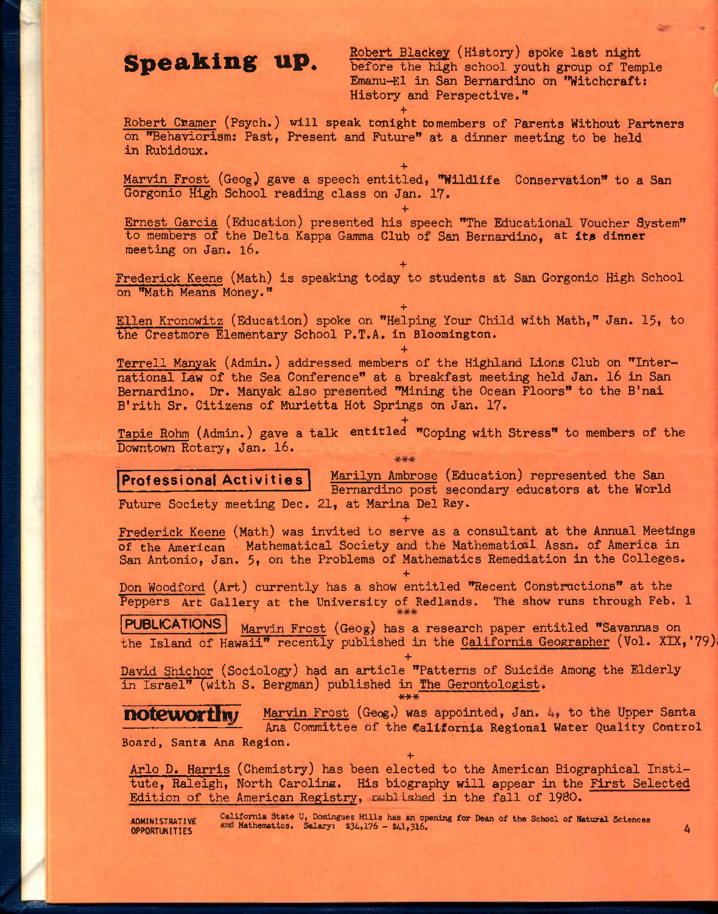## Speaking up.

Robert Blackey (History) spoke last night before the high school youth group of Temple Emanu-El in San Bernardino on "Witchcraft: History and Perspective."

+

Robert Cramer (Psych.) will speak tonight to members of Parents Without Partners on "Behaviorism: Past, Present and Future" at a dinner meeting to be held in Rubidoux.

+

Marvin Frost (Geog.) gave a speech entitled, "Wildlife Conservation" to a San Gorgonio High School reading class on Jan. 17.

+

Ernest Garcia (Education) presented his speech "The Educational Voucher System" to members of the Delta Kappa Gamma Club of San Bernardino, at its dinner meeting on Jan. 16.

+

Frederick Keene (Math) is speaking today to students at San Gorgonio High School on "Math Means Money."

+

Ellen Kronowitz (Education) spoke on "Helping Your Child with Math," Jan. 15, to the Crestmore Elementary School P.T.A. in Bloomington.

+

Terrell Manyak (Admin.) addressed members of the Highland Lions Club on "International Law of the Sea Conference" at a breakfast meeting held Jan. 16 in San Bernardino. Dr. Manyak also presented "Mining the Ocean Floors" to the B'nai B'rith Sr. Citizens of Murietta Hot Springs on Jan. 17.

+

Tapie Rohm (Admin.) gave a talk entitled "Coping with Stress" to members of the Downtown Rotary, Jan. 16.

***

## Professional Activities

Marilyn Ambrose (Education) represented the San Bernardino post secondary educators at the World Future Society meeting Dec. 21, at Marina Del Rey.

+

Frederick Keene (Math) was invited to serve as a consultant at the Annual Meetings of the American Mathematical Society and the Mathematical Assn. of America in San Antonio, Jan. 5, on the Problems of Mathematics Remediation in the Colleges.

+

Don Woodford (Art) currently has a show entitled "Recent Constructions" at the Peppers Art Gallery at the University of Redlands. The show runs through Feb. 1

***

## PUBLICATIONS

Marvin Frost (Geog) has a research paper entitled "Savannas on the Island of Hawaii" recently published in the California Geographer (Vol. XIX, '79).

+

David Shichor (Sociology) had an article "Patterns of Suicide Among the Elderly in Israel" (with S. Bergman) published in The Gerontologist.

***

## noteworthy

Marvin Frost (Geog.) was appointed, Jan. 4, to the Upper Santa Ana Committee of the California Regional Water Quality Control Board, Santa Ana Region.

+

Arlo D. Harris (Chemistry) has been elected to the American Biographical Institute, Raleigh, North Carolina. His biography will appear in the First Selected Edition of the American Registry, published in the fall of 1980.

**ADMINISTRATIVE OPPORTUNITIES** California State U, Dominguez Hills has an opening for Dean of the School of Natural Sciences and Mathematics. Salary: $34,176 - $41,316.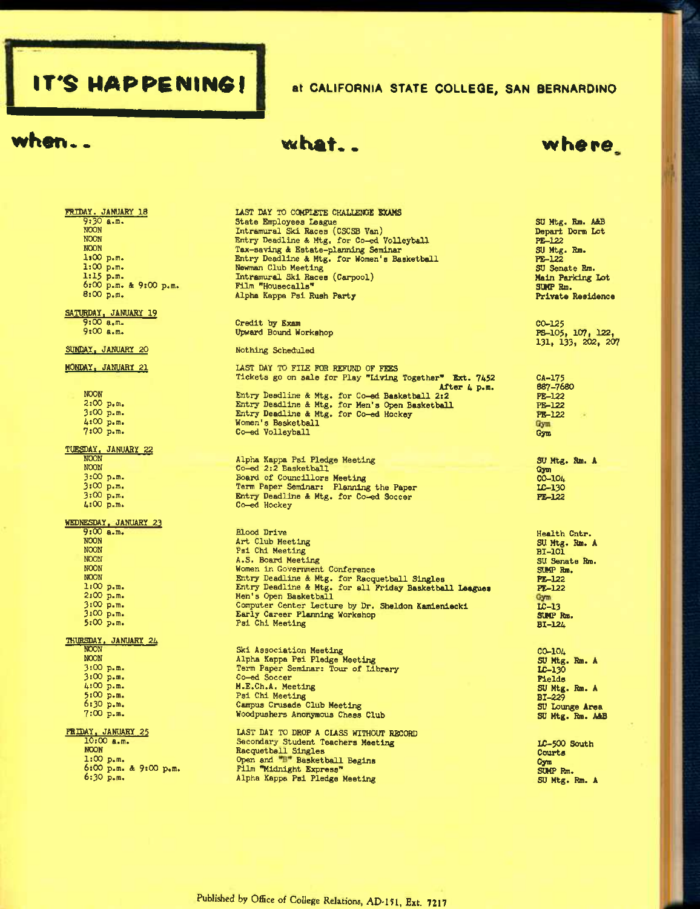# IT'S HAPPENING!

at CALIFORNIA STATE COLLEGE, SAN BERNARDINO

| when.. | what.. | where. |
|---|---|---|
| **FRIDAY, JANUARY 18** | LAST DAY TO COMPLETE CHALLENGE EXAMS | |
| 9:30 a.m. | State Employees League | SU Mtg. Rm. A&B |
| NOON | Intramural Ski Races (CSCSB Van) | Depart Dorm Lot |
| NOON | Entry Deadline & Mtg. for Co-ed Volleyball | PE-122 |
| NOON | Tax-saving & Estate-planning Seminar | SU Mtg. Rm. |
| 1:00 p.m. | Entry Deadline & Mtg. for Women's Basketball | PE-122 |
| 1:00 p.m. | Newman Club Meeting | SU Senate Rm. |
| 1:15 p.m. | Intramural Ski Races (Carpool) | Main Parking Lot |
| 6:00 p.m. & 9:00 p.m. | Film "Housecalls" | SUMP Rm. |
| 8:00 p.m. | Alpha Kappa Psi Rush Party | Private Residence |
| **SATURDAY, JANUARY 19** | | |
| 9:00 a.m. | Credit by Exam | CO-125 |
| 9:00 a.m. | Upward Bound Workshop | PS-105, 107, 122, 131, 133, 202, 207 |
| **SUNDAY, JANUARY 20** | Nothing Scheduled | |
| **MONDAY, JANUARY 21** | LAST DAY TO FILE FOR REFUND OF FEES | |
| | Tickets go on sale for Play "Living Together" Ext. 7452 | CA-175 |
| | After 4 p.m. | 887-7680 |
| NOON | Entry Deadline & Mtg. for Co-ed Basketball 2:2 | PE-122 |
| 2:00 p.m. | Entry Deadline & Mtg. for Men's Open Basketball | PE-122 |
| 3:00 p.m. | Entry Deadline & Mtg. for Co-ed Hockey | PE-122 |
| 4:00 p.m. | Women's Basketball | Gym |
| 7:00 p.m. | Co-ed Volleyball | Gym |
| **TUESDAY, JANUARY 22** | | |
| NOON | Alpha Kappa Psi Pledge Meeting | SU Mtg. Rm. A |
| NOON | Co-ed 2:2 Basketball | Gym |
| 3:00 p.m. | Board of Councillors Meeting | CO-104 |
| 3:00 p.m. | Term Paper Seminar: Planning the Paper | LC-130 |
| 3:00 p.m. | Entry Deadline & Mtg. for Co-ed Soccer | PE-122 |
| 4:00 p.m. | Co-ed Hockey | |
| **WEDNESDAY, JANUARY 23** | | |
| 9:00 a.m. | Blood Drive | Health Cntr. |
| NOON | Art Club Meeting | SU Mtg. Rm. A |
| NOON | Psi Chi Meeting | BI-101 |
| NOON | A.S. Board Meeting | SU Senate Rm. |
| NOON | Women in Government Conference | SUMP Rm. |
| NOON | Entry Deadline & Mtg. for Racquetball Singles | PE-122 |
| 1:00 p.m. | Entry Deadline & Mtg. for all Friday Basketball Leagues | PE-122 |
| 2:00 p.m. | Men's Open Basketball | Gym |
| 3:00 p.m. | Computer Center Lecture by Dr. Sheldon Kamieniecki | LC-13 |
| 3:00 p.m. | Early Career Planning Workshop | SUMP Rm. |
| 5:00 p.m. | Psi Chi Meeting | BI-124 |
| **THURSDAY, JANUARY 24** | | |
| NOON | Ski Association Meeting | CO-104 |
| NOON | Alpha Kappa Psi Pledge Meeting | SU Mtg. Rm. A |
| 3:00 p.m. | Term Paper Seminar: Tour of Library | LC-130 |
| 3:00 p.m. | Co-ed Soccer | Fields |
| 4:00 p.m. | M.E.Ch.A. Meeting | SU Mtg. Rm. A |
| 5:00 p.m. | Psi Chi Meeting | BI-229 |
| 6:30 p.m. | Campus Crusade Club Meeting | SU Lounge Area |
| 7:00 p.m. | Woodpushers Anonymous Chess Club | SU Mtg. Rm. A&B |
| **FRIDAY, JANUARY 25** | LAST DAY TO DROP A CLASS WITHOUT RECORD | |
| 10:00 a.m. | Secondary Student Teachers Meeting | LC-500 South |
| NOON | Racquetball Singles | Courts |
| 1:00 p.m. | Open and "B" Basketball Begins | Gym |
| 6:00 p.m. & 9:00 p.m. | Film "Midnight Express" | SUMP Rm. |
| 6:30 p.m. | Alpha Kappa Psi Pledge Meeting | SU Mtg. Rm. A |

Published by Office of College Relations, AD-151, Ext. 7217